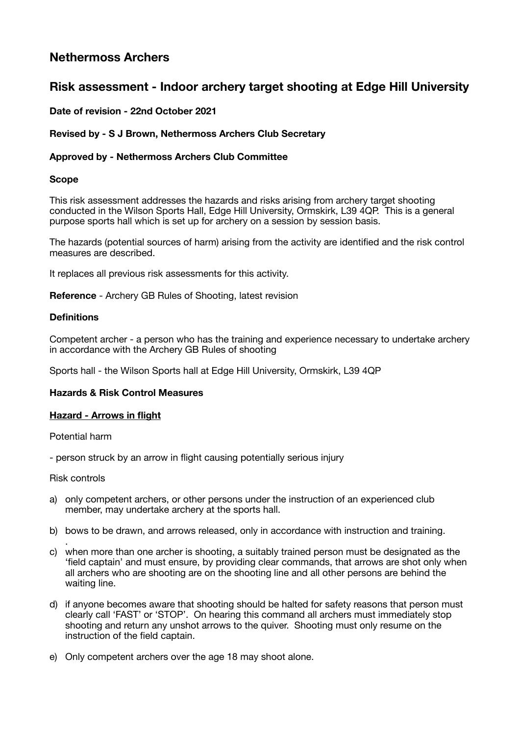# Nethermoss Archers

## Risk assessment - Indoor archery target shooting at Edge Hill University

**Date of revision - 22nd October 2021**

**Revised by - S J Brown, Nethermoss Archers Club Secretary**

**Approved by - Nethermoss Archers Club Committee**

**Scope**

This risk assessment addresses the hazards and risks arising from archery target shooting conducted in the Wilson Sports Hall, Edge Hill University, Ormskirk, L39 4QP. This is a general purpose sports hall which is set up for archery on a session by session basis.

The hazards (potential sources of harm) arising from the activity are identified and the risk control measures are described.

It replaces all previous risk assessments for this activity.

**Reference** - Archery GB Rules of Shooting, latest revision

**Definitions**

Competent archer - a person who has the training and experience necessary to undertake archery in accordance with the Archery GB Rules of shooting

Sports hall - the Wilson Sports hall at Edge Hill University, Ormskirk, L39 4QP

**Hazards & Risk Control Measures**

**<u>Hazard - Arrows in flight</u>**

Potential harm

- person struck by an arrow in flight causing potentially serious injury

Risk controls

a) only competent archers, or other persons under the instruction of an experienced club member, may undertake archery at the sports hall.

b) bows to be drawn, and arrows released, only in accordance with instruction and training.
.

c) when more than one archer is shooting, a suitably trained person must be designated as the 'field captain' and must ensure, by providing clear commands, that arrows are shot only when all archers who are shooting are on the shooting line and all other persons are behind the waiting line.

d) if anyone becomes aware that shooting should be halted for safety reasons that person must clearly call 'FAST' or 'STOP'. On hearing this command all archers must immediately stop shooting and return any unshot arrows to the quiver. Shooting must only resume on the instruction of the field captain.

e) Only competent archers over the age 18 may shoot alone.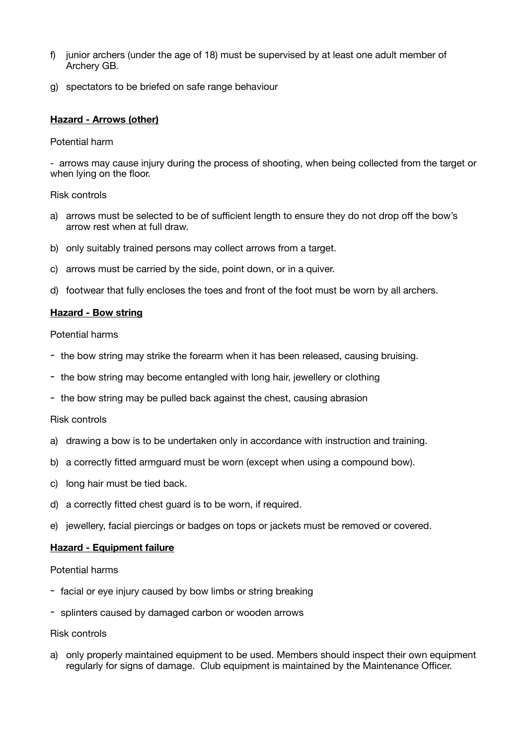f) junior archers (under the age of 18) must be supervised by at least one adult member of Archery GB.

g) spectators to be briefed on safe range behaviour

**Hazard - Arrows (other)**

Potential harm

- arrows may cause injury during the process of shooting, when being collected from the target or when lying on the floor.

Risk controls

a) arrows must be selected to be of sufficient length to ensure they do not drop off the bow's arrow rest when at full draw.

b) only suitably trained persons may collect arrows from a target.

c) arrows must be carried by the side, point down, or in a quiver.

d) footwear that fully encloses the toes and front of the foot must be worn by all archers.

**Hazard - Bow string**

Potential harms

- the bow string may strike the forearm when it has been released, causing bruising.
- the bow string may become entangled with long hair, jewellery or clothing
- the bow string may be pulled back against the chest, causing abrasion

Risk controls

a) drawing a bow is to be undertaken only in accordance with instruction and training.

b) a correctly fitted armguard must be worn (except when using a compound bow).

c) long hair must be tied back.

d) a correctly fitted chest guard is to be worn, if required.

e) jewellery, facial piercings or badges on tops or jackets must be removed or covered.

**Hazard - Equipment failure**

Potential harms

- facial or eye injury caused by bow limbs or string breaking
- splinters caused by damaged carbon or wooden arrows

Risk controls

a) only properly maintained equipment to be used. Members should inspect their own equipment regularly for signs of damage. Club equipment is maintained by the Maintenance Officer.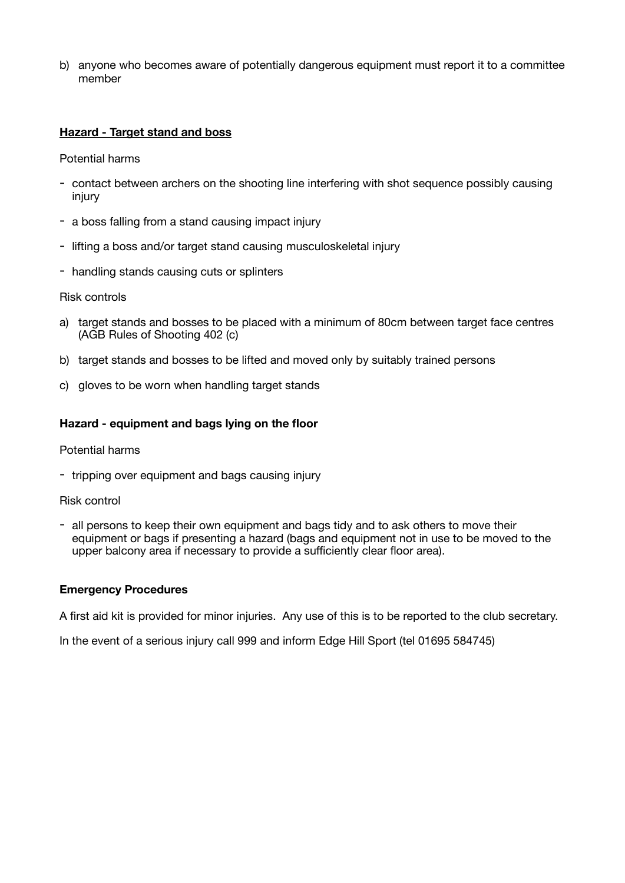b) anyone who becomes aware of potentially dangerous equipment must report it to a committee member

### **<u>Hazard - Target stand and boss</u>**

Potential harms

- contact between archers on the shooting line interfering with shot sequence possibly causing injury
- a boss falling from a stand causing impact injury
- lifting a boss and/or target stand causing musculoskeletal injury
- handling stands causing cuts or splinters

Risk controls

a) target stands and bosses to be placed with a minimum of 80cm between target face centres (AGB Rules of Shooting 402 (c)

b) target stands and bosses to be lifted and moved only by suitably trained persons

c) gloves to be worn when handling target stands

### **Hazard - equipment and bags lying on the floor**

Potential harms

- tripping over equipment and bags causing injury

Risk control

- all persons to keep their own equipment and bags tidy and to ask others to move their equipment or bags if presenting a hazard (bags and equipment not in use to be moved to the upper balcony area if necessary to provide a sufficiently clear floor area).

### **Emergency Procedures**

A first aid kit is provided for minor injuries. Any use of this is to be reported to the club secretary.

In the event of a serious injury call 999 and inform Edge Hill Sport (tel 01695 584745)